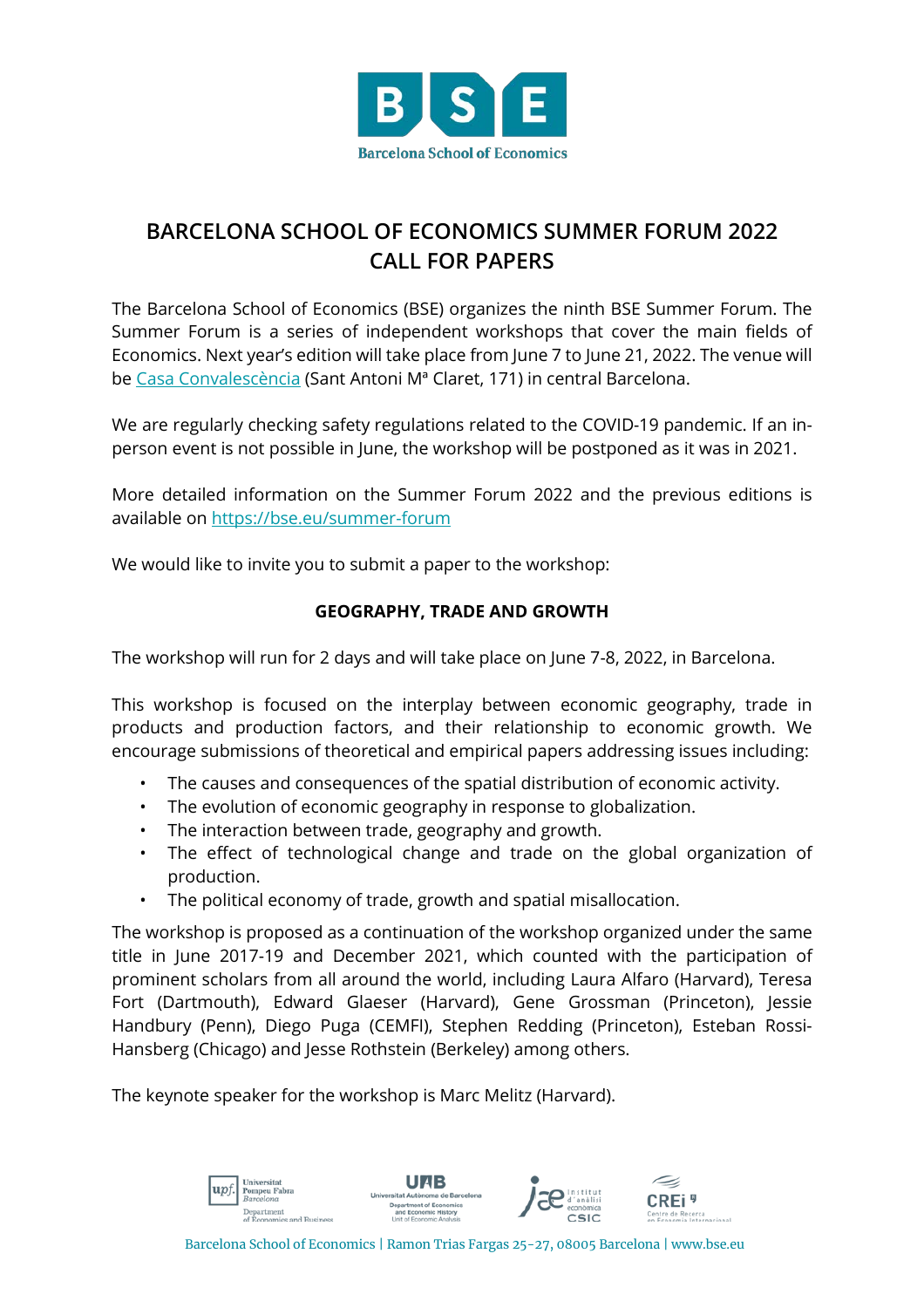# BARCELONA SCHOOL OF ECONOMICS SUMMER FORUM 2022
# CALL FOR PAPERS

The Barcelona School of Economics (BSE) organizes the ninth BSE Summer Forum. The Summer Forum is a series of independent workshops that cover the main fields of Economics. Next year's edition will take place from June 7 to June 21, 2022. The venue will be Casa Convalescència (Sant Antoni Mª Claret, 171) in central Barcelona.

We are regularly checking safety regulations related to the COVID-19 pandemic. If an in-person event is not possible in June, the workshop will be postponed as it was in 2021.

More detailed information on the Summer Forum 2022 and the previous editions is available on https://bse.eu/summer-forum

We would like to invite you to submit a paper to the workshop:

**GEOGRAPHY, TRADE AND GROWTH**

The workshop will run for 2 days and will take place on June 7-8, 2022, in Barcelona.

This workshop is focused on the interplay between economic geography, trade in products and production factors, and their relationship to economic growth. We encourage submissions of theoretical and empirical papers addressing issues including:

- The causes and consequences of the spatial distribution of economic activity.
- The evolution of economic geography in response to globalization.
- The interaction between trade, geography and growth.
- The effect of technological change and trade on the global organization of production.
- The political economy of trade, growth and spatial misallocation.

The workshop is proposed as a continuation of the workshop organized under the same title in June 2017-19 and December 2021, which counted with the participation of prominent scholars from all around the world, including Laura Alfaro (Harvard), Teresa Fort (Dartmouth), Edward Glaeser (Harvard), Gene Grossman (Princeton), Jessie Handbury (Penn), Diego Puga (CEMFI), Stephen Redding (Princeton), Esteban Rossi-Hansberg (Chicago) and Jesse Rothstein (Berkeley) among others.

The keynote speaker for the workshop is Marc Melitz (Harvard).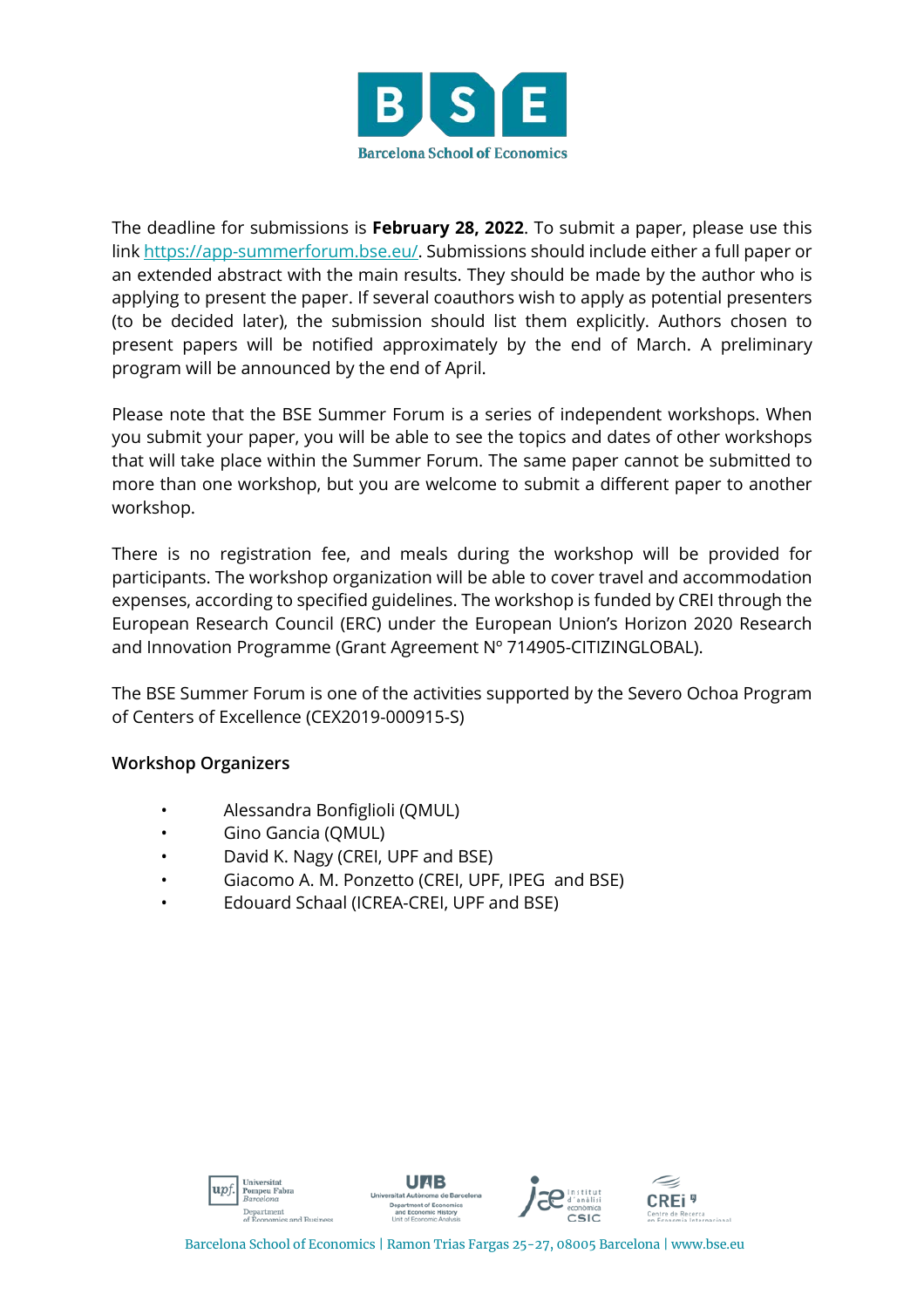The deadline for submissions is **February 28, 2022**. To submit a paper, please use this link [https://app-summerforum.bse.eu/](https://app-summerforum.bse.eu/). Submissions should include either a full paper or an extended abstract with the main results. They should be made by the author who is applying to present the paper. If several coauthors wish to apply as potential presenters (to be decided later), the submission should list them explicitly. Authors chosen to present papers will be notified approximately by the end of March. A preliminary program will be announced by the end of April.

Please note that the BSE Summer Forum is a series of independent workshops. When you submit your paper, you will be able to see the topics and dates of other workshops that will take place within the Summer Forum. The same paper cannot be submitted to more than one workshop, but you are welcome to submit a different paper to another workshop.

There is no registration fee, and meals during the workshop will be provided for participants. The workshop organization will be able to cover travel and accommodation expenses, according to specified guidelines. The workshop is funded by CREI through the European Research Council (ERC) under the European Union's Horizon 2020 Research and Innovation Programme (Grant Agreement Nº 714905-CITIZINGLOBAL).

The BSE Summer Forum is one of the activities supported by the Severo Ochoa Program of Centers of Excellence (CEX2019-000915-S)

**Workshop Organizers**

- Alessandra Bonfiglioli (QMUL)
- Gino Gancia (QMUL)
- David K. Nagy (CREI, UPF and BSE)
- Giacomo A. M. Ponzetto (CREI, UPF, IPEG and BSE)
- Edouard Schaal (ICREA-CREI, UPF and BSE)